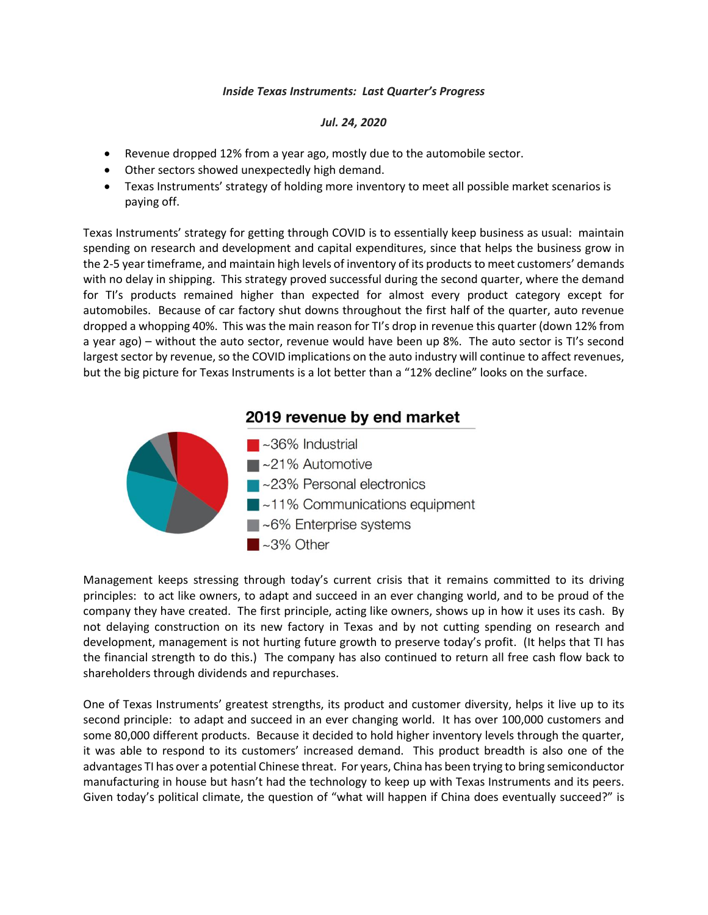*Inside Texas Instruments: Last Quarter's Progress*

*Jul. 24, 2020*

- Revenue dropped 12% from a year ago, mostly due to the automobile sector.
- Other sectors showed unexpectedly high demand.
- Texas Instruments' strategy of holding more inventory to meet all possible market scenarios is paying off.

Texas Instruments' strategy for getting through COVID is to essentially keep business as usual: maintain spending on research and development and capital expenditures, since that helps the business grow in the 2-5 year timeframe, and maintain high levels of inventory of its products to meet customers' demands with no delay in shipping. This strategy proved successful during the second quarter, where the demand for TI's products remained higher than expected for almost every product category except for automobiles. Because of car factory shut downs throughout the first half of the quarter, auto revenue dropped a whopping 40%. This was the main reason for TI's drop in revenue this quarter (down 12% from a year ago) – without the auto sector, revenue would have been up 8%. The auto sector is TI's second largest sector by revenue, so the COVID implications on the auto industry will continue to affect revenues, but the big picture for Texas Instruments is a lot better than a "12% decline" looks on the surface.

**2019 revenue by end market**

- ~36% Industrial
- ~21% Automotive
- ~23% Personal electronics
- ~11% Communications equipment
- ~6% Enterprise systems
- ~3% Other

Management keeps stressing through today's current crisis that it remains committed to its driving principles: to act like owners, to adapt and succeed in an ever changing world, and to be proud of the company they have created. The first principle, acting like owners, shows up in how it uses its cash. By not delaying construction on its new factory in Texas and by not cutting spending on research and development, management is not hurting future growth to preserve today's profit. (It helps that TI has the financial strength to do this.) The company has also continued to return all free cash flow back to shareholders through dividends and repurchases.

One of Texas Instruments' greatest strengths, its product and customer diversity, helps it live up to its second principle: to adapt and succeed in an ever changing world. It has over 100,000 customers and some 80,000 different products. Because it decided to hold higher inventory levels through the quarter, it was able to respond to its customers' increased demand. This product breadth is also one of the advantages TI has over a potential Chinese threat. For years, China has been trying to bring semiconductor manufacturing in house but hasn't had the technology to keep up with Texas Instruments and its peers. Given today's political climate, the question of "what will happen if China does eventually succeed?" is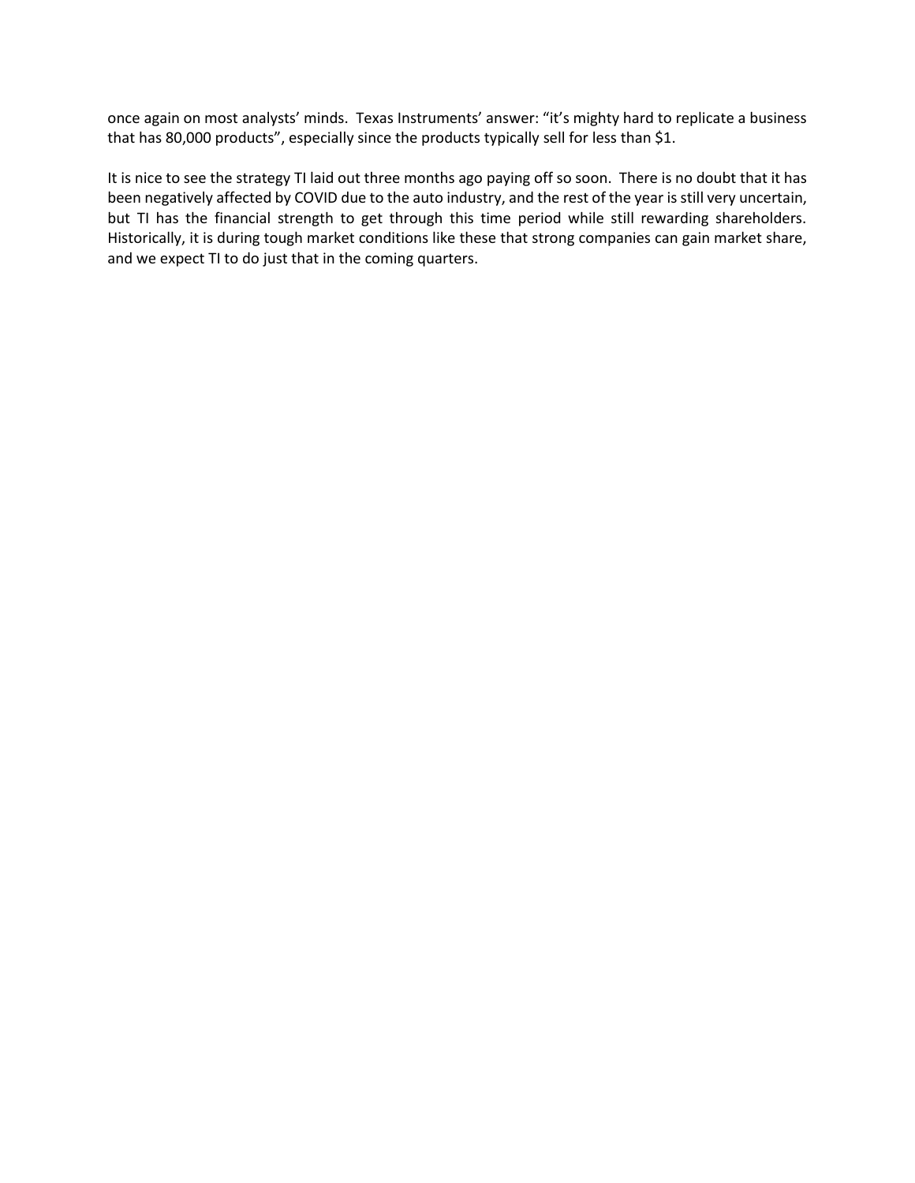once again on most analysts' minds. Texas Instruments' answer: "it's mighty hard to replicate a business that has 80,000 products", especially since the products typically sell for less than $1.

It is nice to see the strategy TI laid out three months ago paying off so soon. There is no doubt that it has been negatively affected by COVID due to the auto industry, and the rest of the year is still very uncertain, but TI has the financial strength to get through this time period while still rewarding shareholders. Historically, it is during tough market conditions like these that strong companies can gain market share, and we expect TI to do just that in the coming quarters.